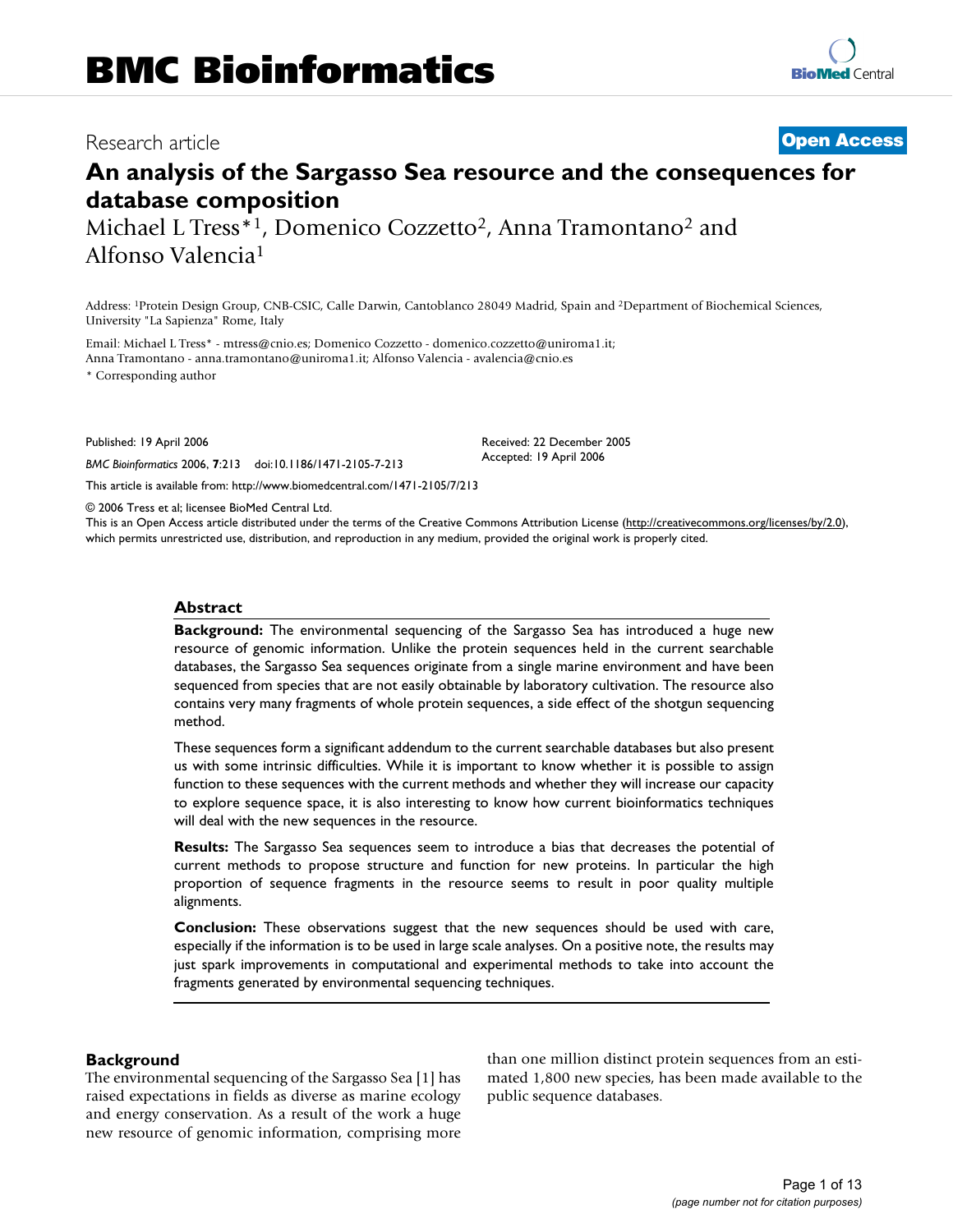BMC Bioinformatics

Research article

**Open Access**

# An analysis of the Sargasso Sea resource and the consequences for database composition

Michael L Tress*[1], Domenico Cozzetto[2], Anna Tramontano[2] and Alfonso Valencia[1]

Address: [1]Protein Design Group, CNB-CSIC, Calle Darwin, Cantoblanco 28049 Madrid, Spain and [2]Department of Biochemical Sciences, University "La Sapienza" Rome, Italy

Email: Michael L Tress* - mtress@cnio.es; Domenico Cozzetto - domenico.cozzetto@uniroma1.it; Anna Tramontano - anna.tramontano@uniroma1.it; Alfonso Valencia - avalencia@cnio.es

* Corresponding author

Published: 19 April 2006

*BMC Bioinformatics* 2006, **7**:213 doi:10.1186/1471-2105-7-213

Received: 22 December 2005
Accepted: 19 April 2006

This article is available from: http://www.biomedcentral.com/1471-2105/7/213

© 2006 Tress et al; licensee BioMed Central Ltd.
This is an Open Access article distributed under the terms of the Creative Commons Attribution License (http://creativecommons.org/licenses/by/2.0), which permits unrestricted use, distribution, and reproduction in any medium, provided the original work is properly cited.

## Abstract

**Background:** The environmental sequencing of the Sargasso Sea has introduced a huge new resource of genomic information. Unlike the protein sequences held in the current searchable databases, the Sargasso Sea sequences originate from a single marine environment and have been sequenced from species that are not easily obtainable by laboratory cultivation. The resource also contains very many fragments of whole protein sequences, a side effect of the shotgun sequencing method.

These sequences form a significant addendum to the current searchable databases but also present us with some intrinsic difficulties. While it is important to know whether it is possible to assign function to these sequences with the current methods and whether they will increase our capacity to explore sequence space, it is also interesting to know how current bioinformatics techniques will deal with the new sequences in the resource.

**Results:** The Sargasso Sea sequences seem to introduce a bias that decreases the potential of current methods to propose structure and function for new proteins. In particular the high proportion of sequence fragments in the resource seems to result in poor quality multiple alignments.

**Conclusion:** These observations suggest that the new sequences should be used with care, especially if the information is to be used in large scale analyses. On a positive note, the results may just spark improvements in computational and experimental methods to take into account the fragments generated by environmental sequencing techniques.

## Background

The environmental sequencing of the Sargasso Sea [1] has raised expectations in fields as diverse as marine ecology and energy conservation. As a result of the work a huge new resource of genomic information, comprising more than one million distinct protein sequences from an estimated 1,800 new species, has been made available to the public sequence databases.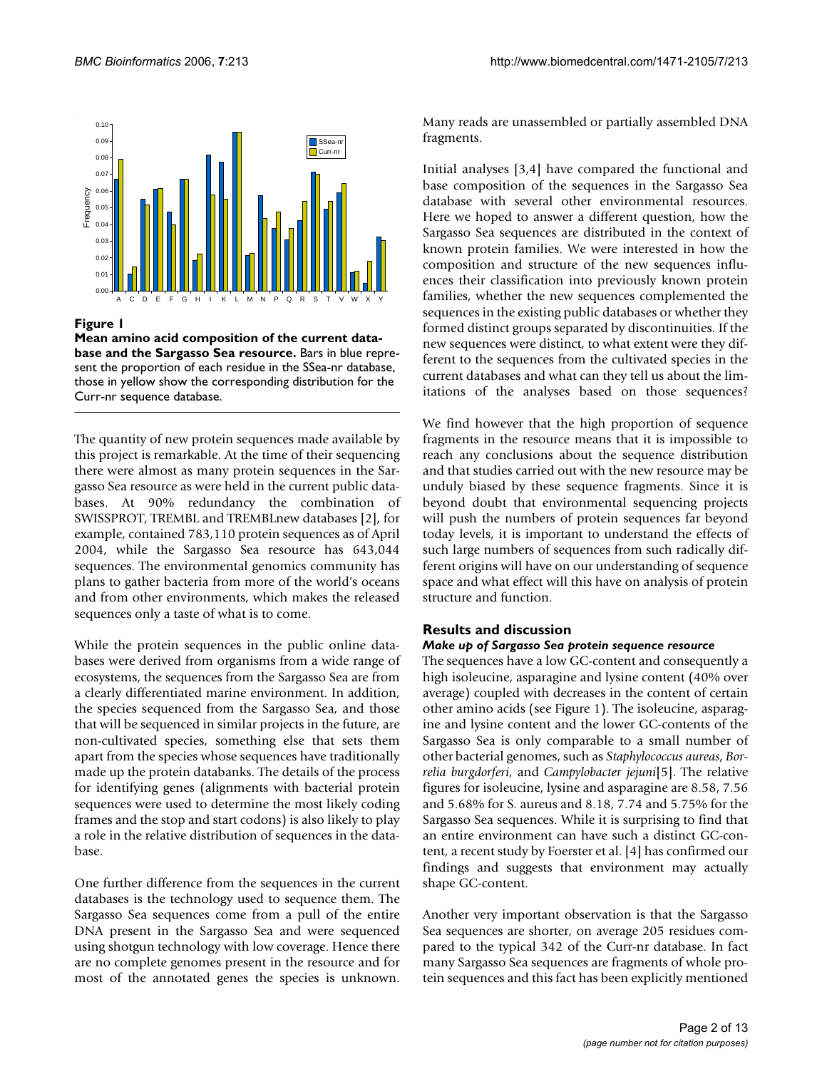**Figure 1**
**Mean amino acid composition of the current database and the Sargasso Sea resource.** Bars in blue represent the proportion of each residue in the SSea-nr database, those in yellow show the corresponding distribution for the Curr-nr sequence database.

The quantity of new protein sequences made available by this project is remarkable. At the time of their sequencing there were almost as many protein sequences in the Sargasso Sea resource as were held in the current public databases. At 90% redundancy the combination of SWISSPROT, TREMBL and TREMBLnew databases [2], for example, contained 783,110 protein sequences as of April 2004, while the Sargasso Sea resource has 643,044 sequences. The environmental genomics community has plans to gather bacteria from more of the world's oceans and from other environments, which makes the released sequences only a taste of what is to come.

While the protein sequences in the public online databases were derived from organisms from a wide range of ecosystems, the sequences from the Sargasso Sea are from a clearly differentiated marine environment. In addition, the species sequenced from the Sargasso Sea, and those that will be sequenced in similar projects in the future, are non-cultivated species, something else that sets them apart from the species whose sequences have traditionally made up the protein databanks. The details of the process for identifying genes (alignments with bacterial protein sequences were used to determine the most likely coding frames and the stop and start codons) is also likely to play a role in the relative distribution of sequences in the database.

One further difference from the sequences in the current databases is the technology used to sequence them. The Sargasso Sea sequences come from a pull of the entire DNA present in the Sargasso Sea and were sequenced using shotgun technology with low coverage. Hence there are no complete genomes present in the resource and for most of the annotated genes the species is unknown. Many reads are unassembled or partially assembled DNA fragments.

Initial analyses [3,4] have compared the functional and base composition of the sequences in the Sargasso Sea database with several other environmental resources. Here we hoped to answer a different question, how the Sargasso Sea sequences are distributed in the context of known protein families. We were interested in how the composition and structure of the new sequences influences their classification into previously known protein families, whether the new sequences complemented the sequences in the existing public databases or whether they formed distinct groups separated by discontinuities. If the new sequences were distinct, to what extent were they different to the sequences from the cultivated species in the current databases and what can they tell us about the limitations of the analyses based on those sequences?

We find however that the high proportion of sequence fragments in the resource means that it is impossible to reach any conclusions about the sequence distribution and that studies carried out with the new resource may be unduly biased by these sequence fragments. Since it is beyond doubt that environmental sequencing projects will push the numbers of protein sequences far beyond today levels, it is important to understand the effects of such large numbers of sequences from such radically different origins will have on our understanding of sequence space and what effect will this have on analysis of protein structure and function.

## Results and discussion

### *Make up of Sargasso Sea protein sequence resource*

The sequences have a low GC-content and consequently a high isoleucine, asparagine and lysine content (40% over average) coupled with decreases in the content of certain other amino acids (see Figure 1). The isoleucine, asparagine and lysine content and the lower GC-contents of the Sargasso Sea is only comparable to a small number of other bacterial genomes, such as *Staphylococcus aureas*, *Borrelia burgdorferi*, and *Campylobacter jejuni*[5]. The relative figures for isoleucine, lysine and asparagine are 8.58, 7.56 and 5.68% for S. aureus and 8.18, 7.74 and 5.75% for the Sargasso Sea sequences. While it is surprising to find that an entire environment can have such a distinct GC-content, a recent study by Foerster et al. [4] has confirmed our findings and suggests that environment may actually shape GC-content.

Another very important observation is that the Sargasso Sea sequences are shorter, on average 205 residues compared to the typical 342 of the Curr-nr database. In fact many Sargasso Sea sequences are fragments of whole protein sequences and this fact has been explicitly mentioned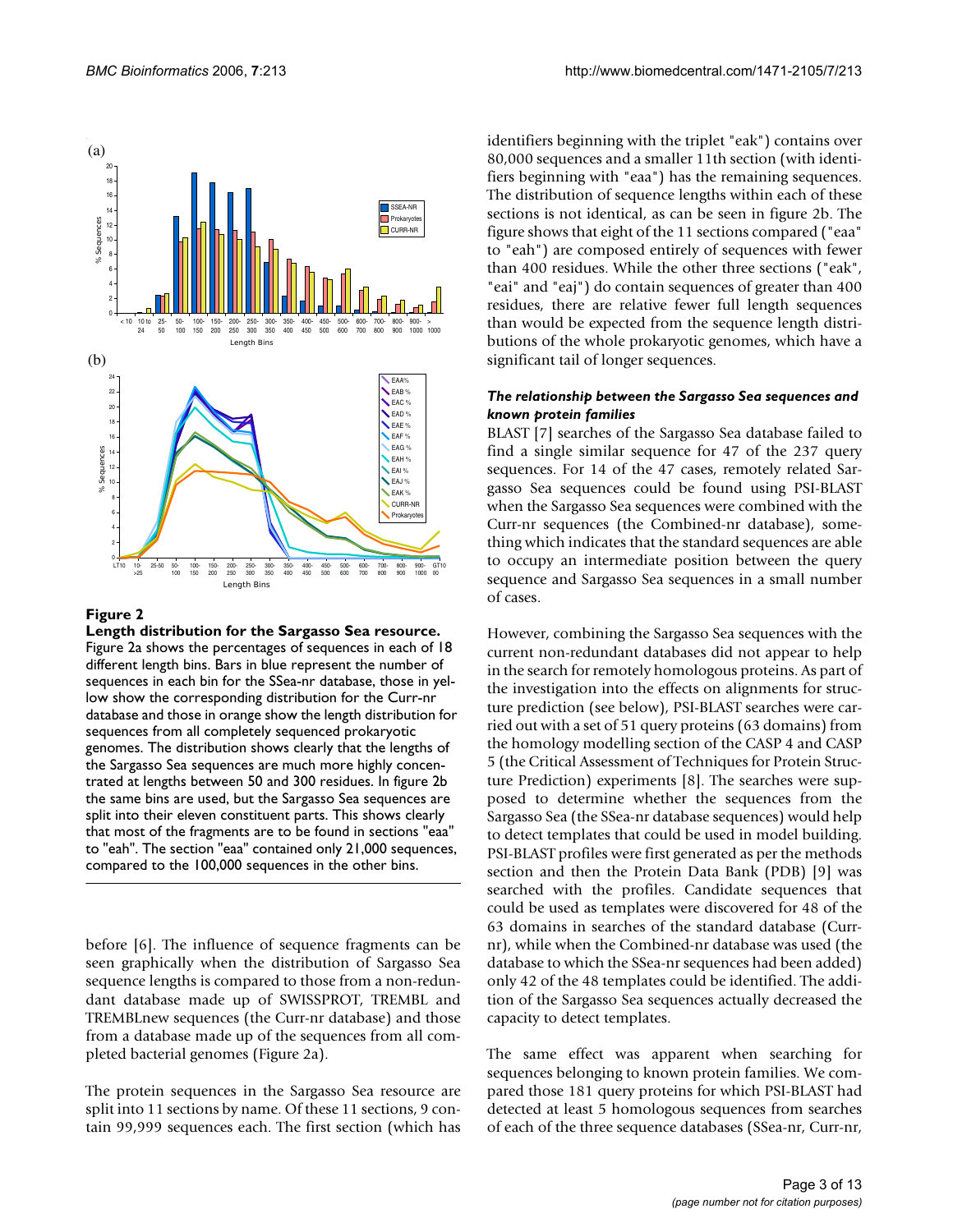**Figure 2**

**Length distribution for the Sargasso Sea resource.** Figure 2a shows the percentages of sequences in each of 18 different length bins. Bars in blue represent the number of sequences in each bin for the SSea-nr database, those in yellow show the corresponding distribution for the Curr-nr database and those in orange show the length distribution for sequences from all completely sequenced prokaryotic genomes. The distribution shows clearly that the lengths of the Sargasso Sea sequences are much more highly concentrated at lengths between 50 and 300 residues. In figure 2b the same bins are used, but the Sargasso Sea sequences are split into their eleven constituent parts. This shows clearly that most of the fragments are to be found in sections "eaa" to "eah". The section "eaa" contained only 21,000 sequences, compared to the 100,000 sequences in the other bins.

before [6]. The influence of sequence fragments can be seen graphically when the distribution of Sargasso Sea sequence lengths is compared to those from a non-redundant database made up of SWISSPROT, TREMBL and TREMBLnew sequences (the Curr-nr database) and those from a database made up of the sequences from all completed bacterial genomes (Figure 2a).

The protein sequences in the Sargasso Sea resource are split into 11 sections by name. Of these 11 sections, 9 contain 99,999 sequences each. The first section (which has identifiers beginning with the triplet "eak") contains over 80,000 sequences and a smaller 11th section (with identifiers beginning with "eaa") has the remaining sequences. The distribution of sequence lengths within each of these sections is not identical, as can be seen in figure 2b. The figure shows that eight of the 11 sections compared ("eaa" to "eah") are composed entirely of sequences with fewer than 400 residues. While the other three sections ("eak", "eai" and "eaj") do contain sequences of greater than 400 residues, there are relative fewer full length sequences than would be expected from the sequence length distributions of the whole prokaryotic genomes, which have a significant tail of longer sequences.

### *The relationship between the Sargasso Sea sequences and known protein families*

BLAST [7] searches of the Sargasso Sea database failed to find a single similar sequence for 47 of the 237 query sequences. For 14 of the 47 cases, remotely related Sargasso Sea sequences could be found using PSI-BLAST when the Sargasso Sea sequences were combined with the Curr-nr sequences (the Combined-nr database), something which indicates that the standard sequences are able to occupy an intermediate position between the query sequence and Sargasso Sea sequences in a small number of cases.

However, combining the Sargasso Sea sequences with the current non-redundant databases did not appear to help in the search for remotely homologous proteins. As part of the investigation into the effects on alignments for structure prediction (see below), PSI-BLAST searches were carried out with a set of 51 query proteins (63 domains) from the homology modelling section of the CASP 4 and CASP 5 (the Critical Assessment of Techniques for Protein Structure Prediction) experiments [8]. The searches were supposed to determine whether the sequences from the Sargasso Sea (the SSea-nr database sequences) would help to detect templates that could be used in model building. PSI-BLAST profiles were first generated as per the methods section and then the Protein Data Bank (PDB) [9] was searched with the profiles. Candidate sequences that could be used as templates were discovered for 48 of the 63 domains in searches of the standard database (Curr-nr), while when the Combined-nr database was used (the database to which the SSea-nr sequences had been added) only 42 of the 48 templates could be identified. The addition of the Sargasso Sea sequences actually decreased the capacity to detect templates.

The same effect was apparent when searching for sequences belonging to known protein families. We compared those 181 query proteins for which PSI-BLAST had detected at least 5 homologous sequences from searches of each of the three sequence databases (SSea-nr, Curr-nr,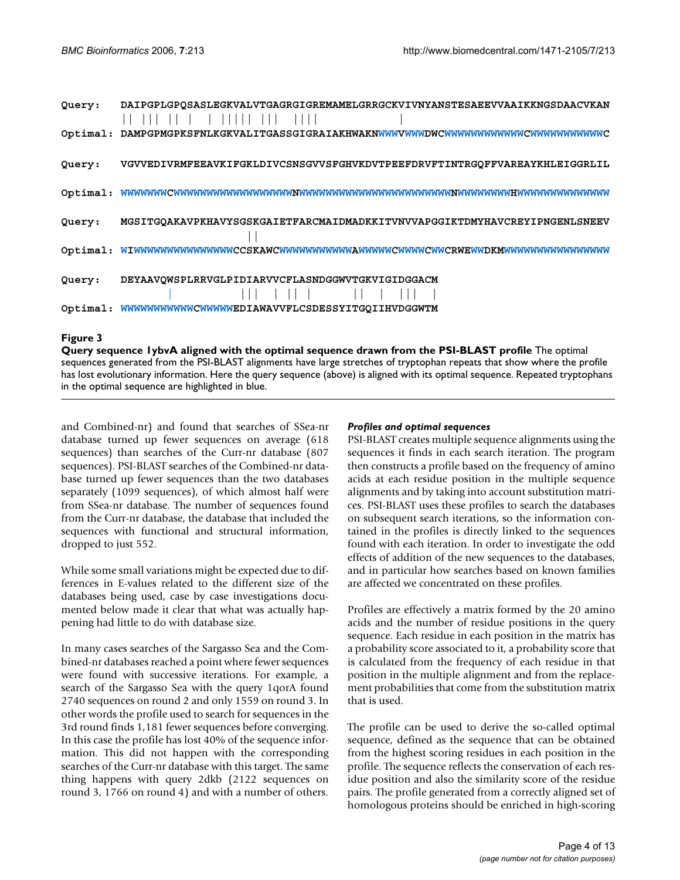```
Query:    DAIPGPLGPQSASLEGKVALVTGAGRGIGREMAMELGRRGCKVIVNYANSTESAEEVVAAIKKNGSDAACVKAN
          || ||| || |   | ||||| |||   ||||               |
Optimal:  DAMPGPMGPKSFNLKGKVALITGASSGIGRAIAKHWAKNWWWVWWWDWCWWWWWWWWWWWCWWWWWWWWWWC

Query:    VGVVEDIVRMFEEAVKIFGKLDIVCSNSGVVSFGHVKDVTPEEFDRVFTINTRGQFFVAREAYKHLEIGGRLIL

Optimal:  WWWWWWWCWWWWWWWWWWWWWWWWWNWWWWWWWWWWWWWWWWWWWWWWWWNWWWWWWWWHWWWWWWWWWWWWWW

Query:    MGSITGQAKAVPKHAVYSGSKGAIETFARCMAIDMADKKITVNVVAPGGIKTDMYHAVCREYIPNGENLSNEEV
                                ||
Optimal:  WIWWWWWWWWWWWWWWWWCCSKAWCWWWWWWWWWWWAWWWWWCWWWWCWWCRWEWWDKMWWWWWWWWWWWWWWWW

Query:    DEYAAVQWSPLRRVGLPIDIARVVCFLASNDGGWVTGKVIGIDGGACM
                |            |||  | || |      ||  |  |||  |
Optimal:  WWWWWWWWWWWCWWWWWEDIAWAVVFLCSDESSYITGQIIHVDGGWTM
```

**Figure 3**

**Query sequence 1ybvA aligned with the optimal sequence drawn from the PSI-BLAST profile** The optimal sequences generated from the PSI-BLAST alignments have large stretches of tryptophan repeats that show where the profile has lost evolutionary information. Here the query sequence (above) is aligned with its optimal sequence. Repeated tryptophans in the optimal sequence are highlighted in blue.

and Combined-nr) and found that searches of SSea-nr database turned up fewer sequences on average (618 sequences) than searches of the Curr-nr database (807 sequences). PSI-BLAST searches of the Combined-nr database turned up fewer sequences than the two databases separately (1099 sequences), of which almost half were from SSea-nr database. The number of sequences found from the Curr-nr database, the database that included the sequences with functional and structural information, dropped to just 552.

While some small variations might be expected due to differences in E-values related to the different size of the databases being used, case by case investigations documented below made it clear that what was actually happening had little to do with database size.

In many cases searches of the Sargasso Sea and the Combined-nr databases reached a point where fewer sequences were found with successive iterations. For example, a search of the Sargasso Sea with the query 1qorA found 2740 sequences on round 2 and only 1559 on round 3. In other words the profile used to search for sequences in the 3rd round finds 1,181 fewer sequences before converging. In this case the profile has lost 40% of the sequence information. This did not happen with the corresponding searches of the Curr-nr database with this target. The same thing happens with query 2dkb (2122 sequences on round 3, 1766 on round 4) and with a number of others.

### *Profiles and optimal sequences*

PSI-BLAST creates multiple sequence alignments using the sequences it finds in each search iteration. The program then constructs a profile based on the frequency of amino acids at each residue position in the multiple sequence alignments and by taking into account substitution matrices. PSI-BLAST uses these profiles to search the databases on subsequent search iterations, so the information contained in the profiles is directly linked to the sequences found with each iteration. In order to investigate the odd effects of addition of the new sequences to the databases, and in particular how searches based on known families are affected we concentrated on these profiles.

Profiles are effectively a matrix formed by the 20 amino acids and the number of residue positions in the query sequence. Each residue in each position in the matrix has a probability score associated to it, a probability score that is calculated from the frequency of each residue in that position in the multiple alignment and from the replacement probabilities that come from the substitution matrix that is used.

The profile can be used to derive the so-called optimal sequence, defined as the sequence that can be obtained from the highest scoring residues in each position in the profile. The sequence reflects the conservation of each residue position and also the similarity score of the residue pairs. The profile generated from a correctly aligned set of homologous proteins should be enriched in high-scoring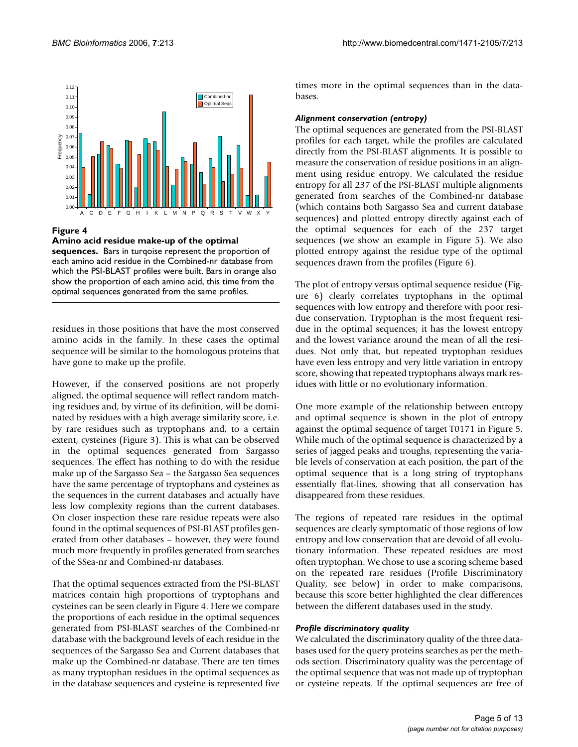0.12
0.11
0.10
0.09
0.08
0.07
0.06
0.05
0.04
0.03
0.02
0.01
0.00

Frequency

A C D E F G H I K L M N P Q R S T V W X Y

Combined-nr
Optimal Seqs

**Figure 4**

**Amino acid residue make-up of the optimal sequences.** Bars in turqoise represent the proportion of each amino acid residue in the Combined-nr database from which the PSI-BLAST profiles were built. Bars in orange also show the proportion of each amino acid, this time from the optimal sequences generated from the same profiles.

residues in those positions that have the most conserved amino acids in the family. In these cases the optimal sequence will be similar to the homologous proteins that have gone to make up the profile.

However, if the conserved positions are not properly aligned, the optimal sequence will reflect random matching residues and, by virtue of its definition, will be dominated by residues with a high average similarity score, i.e. by rare residues such as tryptophans and, to a certain extent, cysteines (Figure 3). This is what can be observed in the optimal sequences generated from Sargasso sequences. The effect has nothing to do with the residue make up of the Sargasso Sea – the Sargasso Sea sequences have the same percentage of tryptophans and cysteines as the sequences in the current databases and actually have less low complexity regions than the current databases. On closer inspection these rare residue repeats were also found in the optimal sequences of PSI-BLAST profiles generated from other databases – however, they were found much more frequently in profiles generated from searches of the SSea-nr and Combined-nr databases.

That the optimal sequences extracted from the PSI-BLAST matrices contain high proportions of tryptophans and cysteines can be seen clearly in Figure 4. Here we compare the proportions of each residue in the optimal sequences generated from PSI-BLAST searches of the Combined-nr database with the background levels of each residue in the sequences of the Sargasso Sea and Current databases that make up the Combined-nr database. There are ten times as many tryptophan residues in the optimal sequences as in the database sequences and cysteine is represented five times more in the optimal sequences than in the databases.

### *Alignment conservation (entropy)*

The optimal sequences are generated from the PSI-BLAST profiles for each target, while the profiles are calculated directly from the PSI-BLAST alignments. It is possible to measure the conservation of residue positions in an alignment using residue entropy. We calculated the residue entropy for all 237 of the PSI-BLAST multiple alignments generated from searches of the Combined-nr database (which contains both Sargasso Sea and current database sequences) and plotted entropy directly against each of the optimal sequences for each of the 237 target sequences (we show an example in Figure 5). We also plotted entropy against the residue type of the optimal sequences drawn from the profiles (Figure 6).

The plot of entropy versus optimal sequence residue (Figure 6) clearly correlates tryptophans in the optimal sequences with low entropy and therefore with poor residue conservation. Tryptophan is the most frequent residue in the optimal sequences; it has the lowest entropy and the lowest variance around the mean of all the residues. Not only that, but repeated tryptophan residues have even less entropy and very little variation in entropy score, showing that repeated tryptophans always mark residues with little or no evolutionary information.

One more example of the relationship between entropy and optimal sequence is shown in the plot of entropy against the optimal sequence of target T0171 in Figure 5. While much of the optimal sequence is characterized by a series of jagged peaks and troughs, representing the variable levels of conservation at each position, the part of the optimal sequence that is a long string of tryptophans essentially flat-lines, showing that all conservation has disappeared from these residues.

The regions of repeated rare residues in the optimal sequences are clearly symptomatic of those regions of low entropy and low conservation that are devoid of all evolutionary information. These repeated residues are most often tryptophan. We chose to use a scoring scheme based on the repeated rare residues (Profile Discriminatory Quality, see below) in order to make comparisons, because this score better highlighted the clear differences between the different databases used in the study.

### *Profile discriminatory quality*

We calculated the discriminatory quality of the three databases used for the query proteins searches as per the methods section. Discriminatory quality was the percentage of the optimal sequence that was not made up of tryptophan or cysteine repeats. If the optimal sequences are free of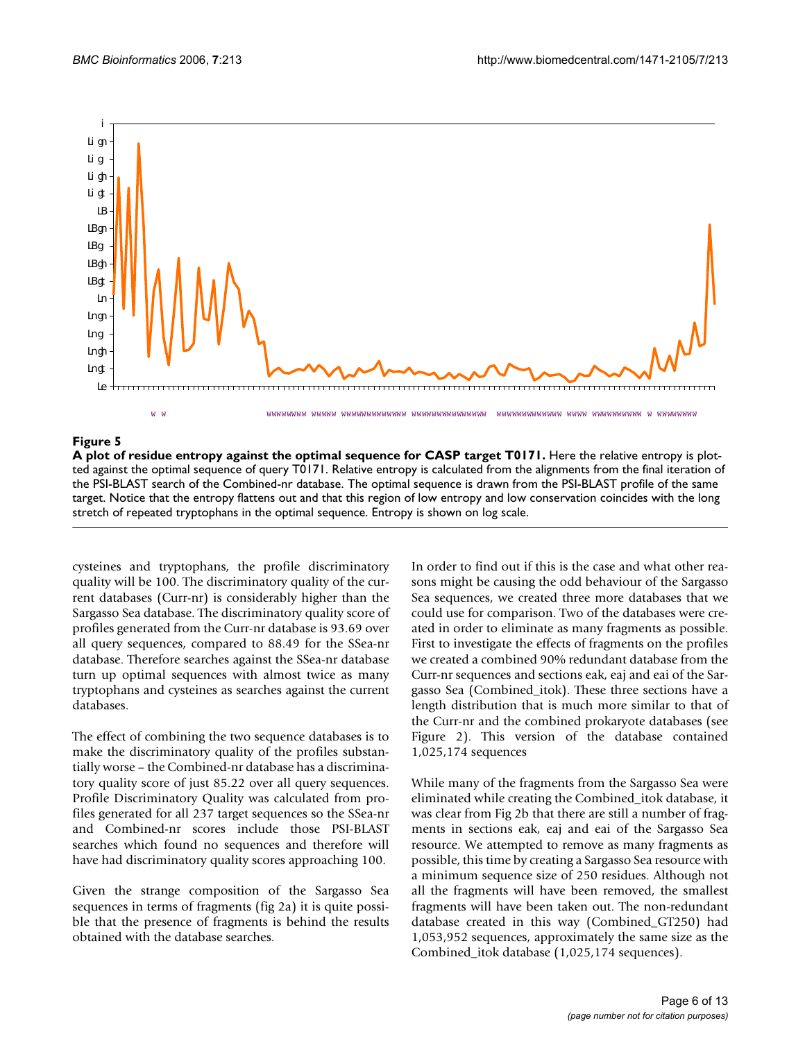**Figure 5**

**A plot of residue entropy against the optimal sequence for CASP target T0171.** Here the relative entropy is plotted against the optimal sequence of query T0171. Relative entropy is calculated from the alignments from the final iteration of the PSI-BLAST search of the Combined-nr database. The optimal sequence is drawn from the PSI-BLAST profile of the same target. Notice that the entropy flattens out and that this region of low entropy and low conservation coincides with the long stretch of repeated tryptophans in the optimal sequence. Entropy is shown on log scale.

cysteines and tryptophans, the profile discriminatory quality will be 100. The discriminatory quality of the current databases (Curr-nr) is considerably higher than the Sargasso Sea database. The discriminatory quality score of profiles generated from the Curr-nr database is 93.69 over all query sequences, compared to 88.49 for the SSea-nr database. Therefore searches against the SSea-nr database turn up optimal sequences with almost twice as many tryptophans and cysteines as searches against the current databases.

The effect of combining the two sequence databases is to make the discriminatory quality of the profiles substantially worse – the Combined-nr database has a discriminatory quality score of just 85.22 over all query sequences. Profile Discriminatory Quality was calculated from profiles generated for all 237 target sequences so the SSea-nr and Combined-nr scores include those PSI-BLAST searches which found no sequences and therefore will have had discriminatory quality scores approaching 100.

Given the strange composition of the Sargasso Sea sequences in terms of fragments (fig 2a) it is quite possible that the presence of fragments is behind the results obtained with the database searches.

In order to find out if this is the case and what other reasons might be causing the odd behaviour of the Sargasso Sea sequences, we created three more databases that we could use for comparison. Two of the databases were created in order to eliminate as many fragments as possible. First to investigate the effects of fragments on the profiles we created a combined 90% redundant database from the Curr-nr sequences and sections eak, eaj and eai of the Sargasso Sea (Combined_itok). These three sections have a length distribution that is much more similar to that of the Curr-nr and the combined prokaryote databases (see Figure 2). This version of the database contained 1,025,174 sequences

While many of the fragments from the Sargasso Sea were eliminated while creating the Combined_itok database, it was clear from Fig 2b that there are still a number of fragments in sections eak, eaj and eai of the Sargasso Sea resource. We attempted to remove as many fragments as possible, this time by creating a Sargasso Sea resource with a minimum sequence size of 250 residues. Although not all the fragments will have been removed, the smallest fragments will have been taken out. The non-redundant database created in this way (Combined_GT250) had 1,053,952 sequences, approximately the same size as the Combined_itok database (1,025,174 sequences).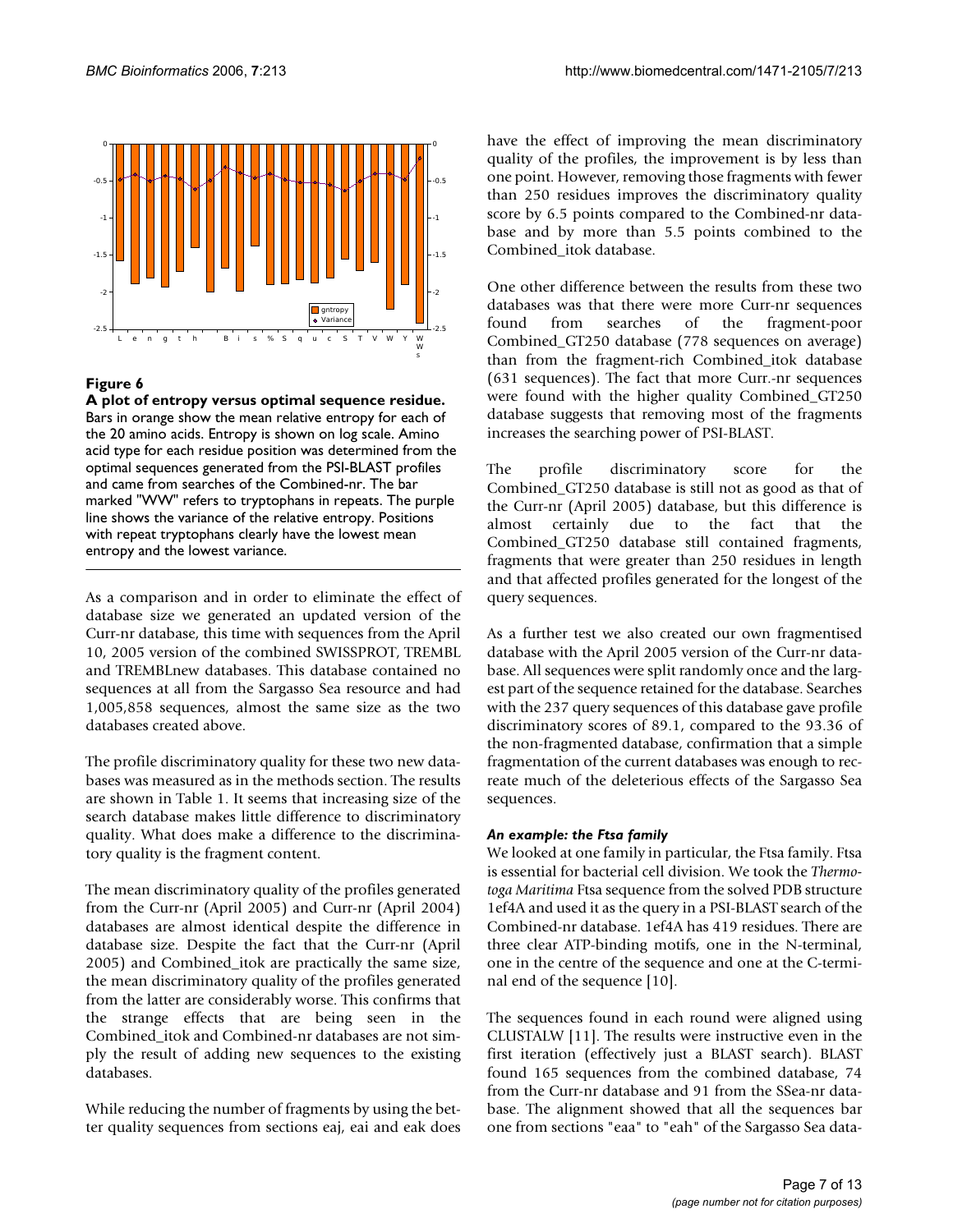**Figure 6**

**A plot of entropy versus optimal sequence residue.** Bars in orange show the mean relative entropy for each of the 20 amino acids. Entropy is shown on log scale. Amino acid type for each residue position was determined from the optimal sequences generated from the PSI-BLAST profiles and came from searches of the Combined-nr. The bar marked "WW" refers to tryptophans in repeats. The purple line shows the variance of the relative entropy. Positions with repeat tryptophans clearly have the lowest mean entropy and the lowest variance.

As a comparison and in order to eliminate the effect of database size we generated an updated version of the Curr-nr database, this time with sequences from the April 10, 2005 version of the combined SWISSPROT, TREMBL and TREMBLnew databases. This database contained no sequences at all from the Sargasso Sea resource and had 1,005,858 sequences, almost the same size as the two databases created above.

The profile discriminatory quality for these two new databases was measured as in the methods section. The results are shown in Table 1. It seems that increasing size of the search database makes little difference to discriminatory quality. What does make a difference to the discriminatory quality is the fragment content.

The mean discriminatory quality of the profiles generated from the Curr-nr (April 2005) and Curr-nr (April 2004) databases are almost identical despite the difference in database size. Despite the fact that the Curr-nr (April 2005) and Combined_itok are practically the same size, the mean discriminatory quality of the profiles generated from the latter are considerably worse. This confirms that the strange effects that are being seen in the Combined_itok and Combined-nr databases are not simply the result of adding new sequences to the existing databases.

While reducing the number of fragments by using the better quality sequences from sections eaj, eai and eak does have the effect of improving the mean discriminatory quality of the profiles, the improvement is by less than one point. However, removing those fragments with fewer than 250 residues improves the discriminatory quality score by 6.5 points compared to the Combined-nr database and by more than 5.5 points combined to the Combined_itok database.

One other difference between the results from these two databases was that there were more Curr-nr sequences found from searches of the fragment-poor Combined_GT250 database (778 sequences on average) than from the fragment-rich Combined_itok database (631 sequences). The fact that more Curr.-nr sequences were found with the higher quality Combined_GT250 database suggests that removing most of the fragments increases the searching power of PSI-BLAST.

The profile discriminatory score for the Combined_GT250 database is still not as good as that of the Curr-nr (April 2005) database, but this difference is almost certainly due to the fact that the Combined_GT250 database still contained fragments, fragments that were greater than 250 residues in length and that affected profiles generated for the longest of the query sequences.

As a further test we also created our own fragmentised database with the April 2005 version of the Curr-nr database. All sequences were split randomly once and the largest part of the sequence retained for the database. Searches with the 237 query sequences of this database gave profile discriminatory scores of 89.1, compared to the 93.36 of the non-fragmented database, confirmation that a simple fragmentation of the current databases was enough to recreate much of the deleterious effects of the Sargasso Sea sequences.

### *An example: the Ftsa family*

We looked at one family in particular, the Ftsa family. Ftsa is essential for bacterial cell division. We took the *Thermotoga Maritima* Ftsa sequence from the solved PDB structure 1ef4A and used it as the query in a PSI-BLAST search of the Combined-nr database. 1ef4A has 419 residues. There are three clear ATP-binding motifs, one in the N-terminal, one in the centre of the sequence and one at the C-terminal end of the sequence [10].

The sequences found in each round were aligned using CLUSTALW [11]. The results were instructive even in the first iteration (effectively just a BLAST search). BLAST found 165 sequences from the combined database, 74 from the Curr-nr database and 91 from the SSea-nr database. The alignment showed that all the sequences bar one from sections "eaa" to "eah" of the Sargasso Sea data-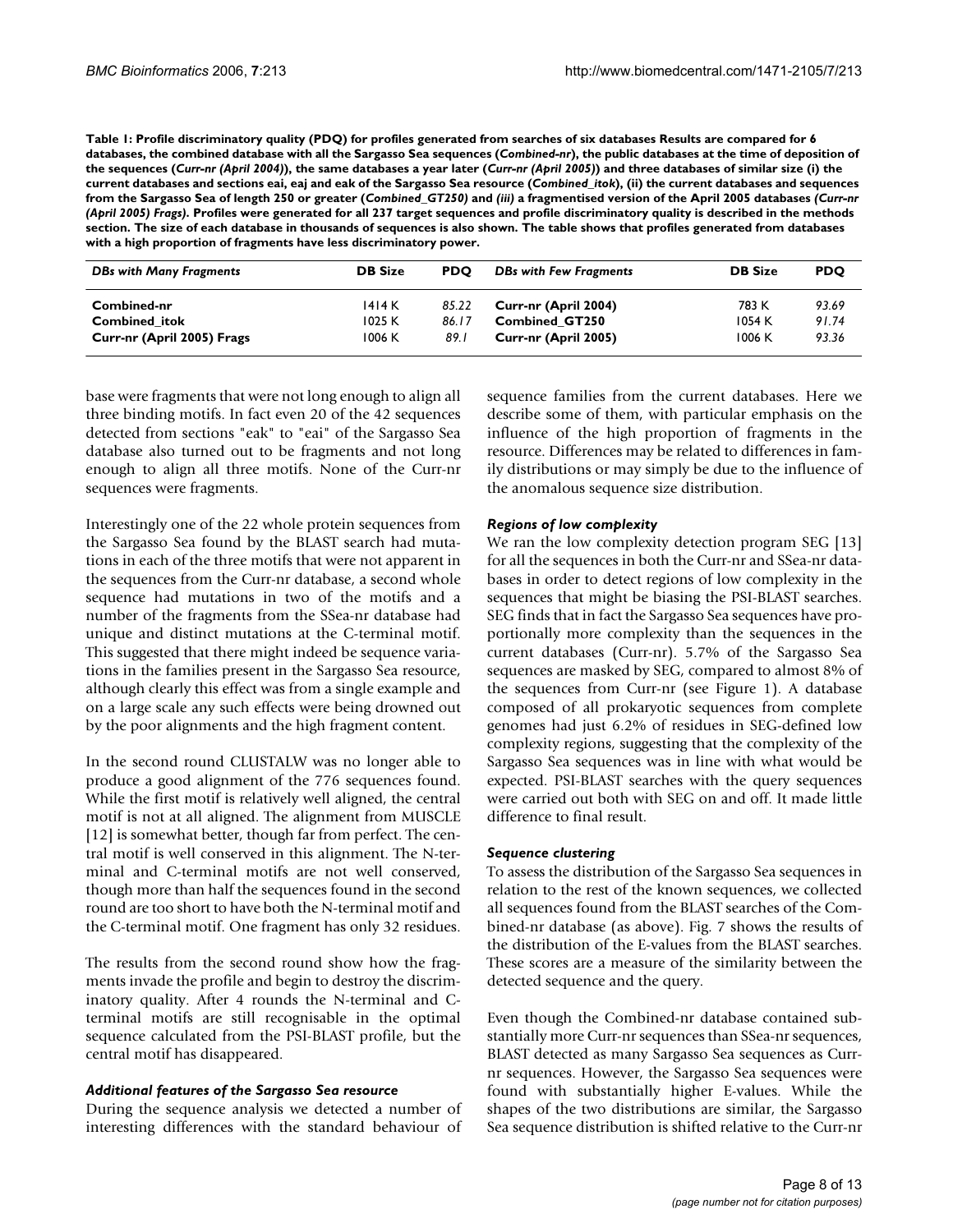**Table 1: Profile discriminatory quality (PDQ) for profiles generated from searches of six databases Results are compared for 6 databases, the combined database with all the Sargasso Sea sequences (*Combined-nr*), the public databases at the time of deposition of the sequences (*Curr-nr (April 2004)*), the same databases a year later (*Curr-nr (April 2005)*) and three databases of similar size (i) the current databases and sections eai, eaj and eak of the Sargasso Sea resource (*Combined_itok*), (ii) the current databases and sequences from the Sargasso Sea of length 250 or greater (*Combined_GT250*) and *(iii)* a fragmentised version of the April 2005 databases *(Curr-nr (April 2005) Frags)*. Profiles were generated for all 237 target sequences and profile discriminatory quality is described in the methods section. The size of each database in thousands of sequences is also shown. The table shows that profiles generated from databases with a high proportion of fragments have less discriminatory power.**

| *DBs with Many Fragments* | DB Size | PDQ | *DBs with Few Fragments* | DB Size | PDQ |
|---|---|---|---|---|---|
| **Combined-nr** | 1414 K | *85.22* | **Curr-nr (April 2004)** | 783 K | *93.69* |
| **Combined_itok** | 1025 K | *86.17* | **Combined_GT250** | 1054 K | *91.74* |
| **Curr-nr (April 2005) Frags** | 1006 K | *89.1* | **Curr-nr (April 2005)** | 1006 K | *93.36* |

base were fragments that were not long enough to align all three binding motifs. In fact even 20 of the 42 sequences detected from sections "eak" to "eai" of the Sargasso Sea database also turned out to be fragments and not long enough to align all three motifs. None of the Curr-nr sequences were fragments.

Interestingly one of the 22 whole protein sequences from the Sargasso Sea found by the BLAST search had mutations in each of the three motifs that were not apparent in the sequences from the Curr-nr database, a second whole sequence had mutations in two of the motifs and a number of the fragments from the SSea-nr database had unique and distinct mutations at the C-terminal motif. This suggested that there might indeed be sequence variations in the families present in the Sargasso Sea resource, although clearly this effect was from a single example and on a large scale any such effects were being drowned out by the poor alignments and the high fragment content.

In the second round CLUSTALW was no longer able to produce a good alignment of the 776 sequences found. While the first motif is relatively well aligned, the central motif is not at all aligned. The alignment from MUSCLE [12] is somewhat better, though far from perfect. The central motif is well conserved in this alignment. The N-terminal and C-terminal motifs are not well conserved, though more than half the sequences found in the second round are too short to have both the N-terminal motif and the C-terminal motif. One fragment has only 32 residues.

The results from the second round show how the fragments invade the profile and begin to destroy the discriminatory quality. After 4 rounds the N-terminal and C-terminal motifs are still recognisable in the optimal sequence calculated from the PSI-BLAST profile, but the central motif has disappeared.

### *Additional features of the Sargasso Sea resource*

During the sequence analysis we detected a number of interesting differences with the standard behaviour of sequence families from the current databases. Here we describe some of them, with particular emphasis on the influence of the high proportion of fragments in the resource. Differences may be related to differences in family distributions or may simply be due to the influence of the anomalous sequence size distribution.

### *Regions of low complexity*

We ran the low complexity detection program SEG [13] for all the sequences in both the Curr-nr and SSea-nr databases in order to detect regions of low complexity in the sequences that might be biasing the PSI-BLAST searches. SEG finds that in fact the Sargasso Sea sequences have proportionally more complexity than the sequences in the current databases (Curr-nr). 5.7% of the Sargasso Sea sequences are masked by SEG, compared to almost 8% of the sequences from Curr-nr (see Figure 1). A database composed of all prokaryotic sequences from complete genomes had just 6.2% of residues in SEG-defined low complexity regions, suggesting that the complexity of the Sargasso Sea sequences was in line with what would be expected. PSI-BLAST searches with the query sequences were carried out both with SEG on and off. It made little difference to final result.

### *Sequence clustering*

To assess the distribution of the Sargasso Sea sequences in relation to the rest of the known sequences, we collected all sequences found from the BLAST searches of the Combined-nr database (as above). Fig. 7 shows the results of the distribution of the E-values from the BLAST searches. These scores are a measure of the similarity between the detected sequence and the query.

Even though the Combined-nr database contained substantially more Curr-nr sequences than SSea-nr sequences, BLAST detected as many Sargasso Sea sequences as Curr-nr sequences. However, the Sargasso Sea sequences were found with substantially higher E-values. While the shapes of the two distributions are similar, the Sargasso Sea sequence distribution is shifted relative to the Curr-nr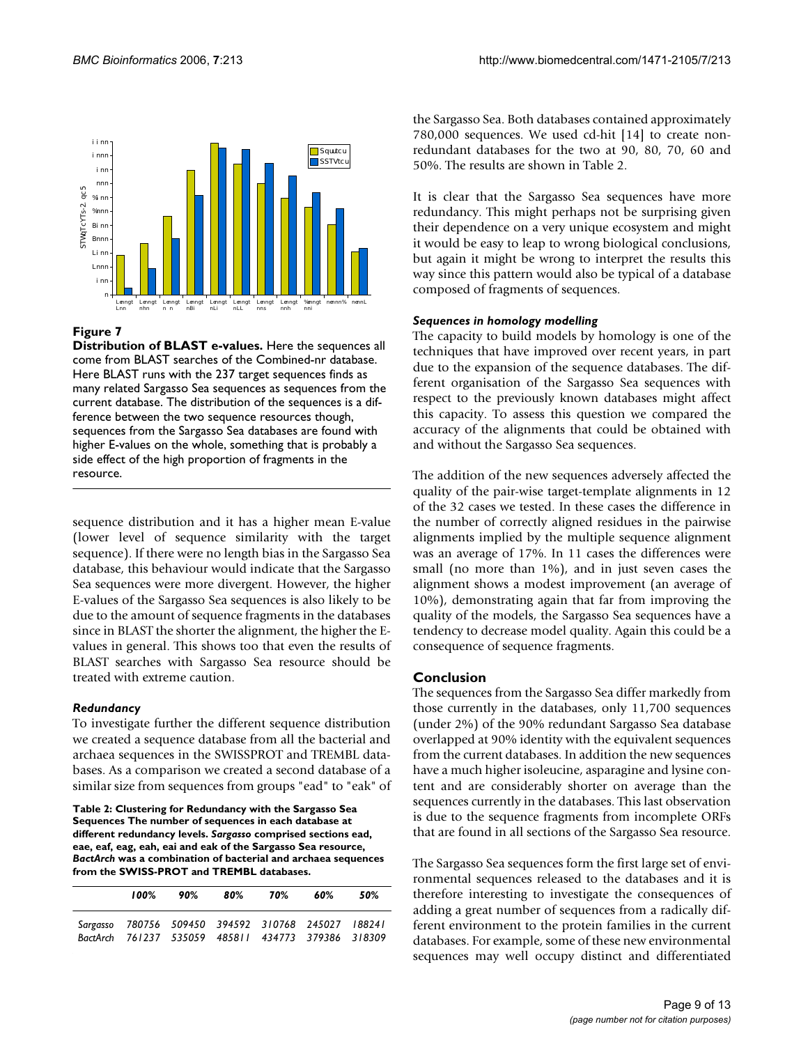**Figure 7**

**Distribution of BLAST e-values.** Here the sequences all come from BLAST searches of the Combined-nr database. Here BLAST runs with the 237 target sequences finds as many related Sargasso Sea sequences as sequences from the current database. The distribution of the sequences is a difference between the two sequence resources though, sequences from the Sargasso Sea databases are found with higher E-values on the whole, something that is probably a side effect of the high proportion of fragments in the resource.

sequence distribution and it has a higher mean E-value (lower level of sequence similarity with the target sequence). If there were no length bias in the Sargasso Sea database, this behaviour would indicate that the Sargasso Sea sequences were more divergent. However, the higher E-values of the Sargasso Sea sequences is also likely to be due to the amount of sequence fragments in the databases since in BLAST the shorter the alignment, the higher the E-values in general. This shows too that even the results of BLAST searches with Sargasso Sea resource should be treated with extreme caution.

### *Redundancy*

To investigate further the different sequence distribution we created a sequence database from all the bacterial and archaea sequences in the SWISSPROT and TREMBL databases. As a comparison we created a second database of a similar size from sequences from groups "ead" to "eak" of the Sargasso Sea. Both databases contained approximately 780,000 sequences. We used cd-hit [14] to create non-redundant databases for the two at 90, 80, 70, 60 and 50%. The results are shown in Table 2.

**Table 2: Clustering for Redundancy with the Sargasso Sea Sequences The number of sequences in each database at different redundancy levels. *Sargasso* comprised sections ead, eae, eaf, eag, eah, eai and eak of the Sargasso Sea resource, *BactArch* was a combination of bacterial and archaea sequences from the SWISS-PROT and TREMBL databases.**

| | *100%* | *90%* | *80%* | *70%* | *60%* | *50%* |
|---|---|---|---|---|---|---|
| *Sargasso* | *780756* | *509450* | *394592* | *310768* | *245027* | *188241* |
| *BactArch* | *761237* | *535059* | *485811* | *434773* | *379386* | *318309* |

It is clear that the Sargasso Sea sequences have more redundancy. This might perhaps not be surprising given their dependence on a very unique ecosystem and might it would be easy to leap to wrong biological conclusions, but again it might be wrong to interpret the results this way since this pattern would also be typical of a database composed of fragments of sequences.

### *Sequences in homology modelling*

The capacity to build models by homology is one of the techniques that have improved over recent years, in part due to the expansion of the sequence databases. The different organisation of the Sargasso Sea sequences with respect to the previously known databases might affect this capacity. To assess this question we compared the accuracy of the alignments that could be obtained with and without the Sargasso Sea sequences.

The addition of the new sequences adversely affected the quality of the pair-wise target-template alignments in 12 of the 32 cases we tested. In these cases the difference in the number of correctly aligned residues in the pairwise alignments implied by the multiple sequence alignment was an average of 17%. In 11 cases the differences were small (no more than 1%), and in just seven cases the alignment shows a modest improvement (an average of 10%), demonstrating again that far from improving the quality of the models, the Sargasso Sea sequences have a tendency to decrease model quality. Again this could be a consequence of sequence fragments.

## Conclusion

The sequences from the Sargasso Sea differ markedly from those currently in the databases, only 11,700 sequences (under 2%) of the 90% redundant Sargasso Sea database overlapped at 90% identity with the equivalent sequences from the current databases. In addition the new sequences have a much higher isoleucine, asparagine and lysine content and are considerably shorter on average than the sequences currently in the databases. This last observation is due to the sequence fragments from incomplete ORFs that are found in all sections of the Sargasso Sea resource.

The Sargasso Sea sequences form the first large set of environmental sequences released to the databases and it is therefore interesting to investigate the consequences of adding a great number of sequences from a radically different environment to the protein families in the current databases. For example, some of these new environmental sequences may well occupy distinct and differentiated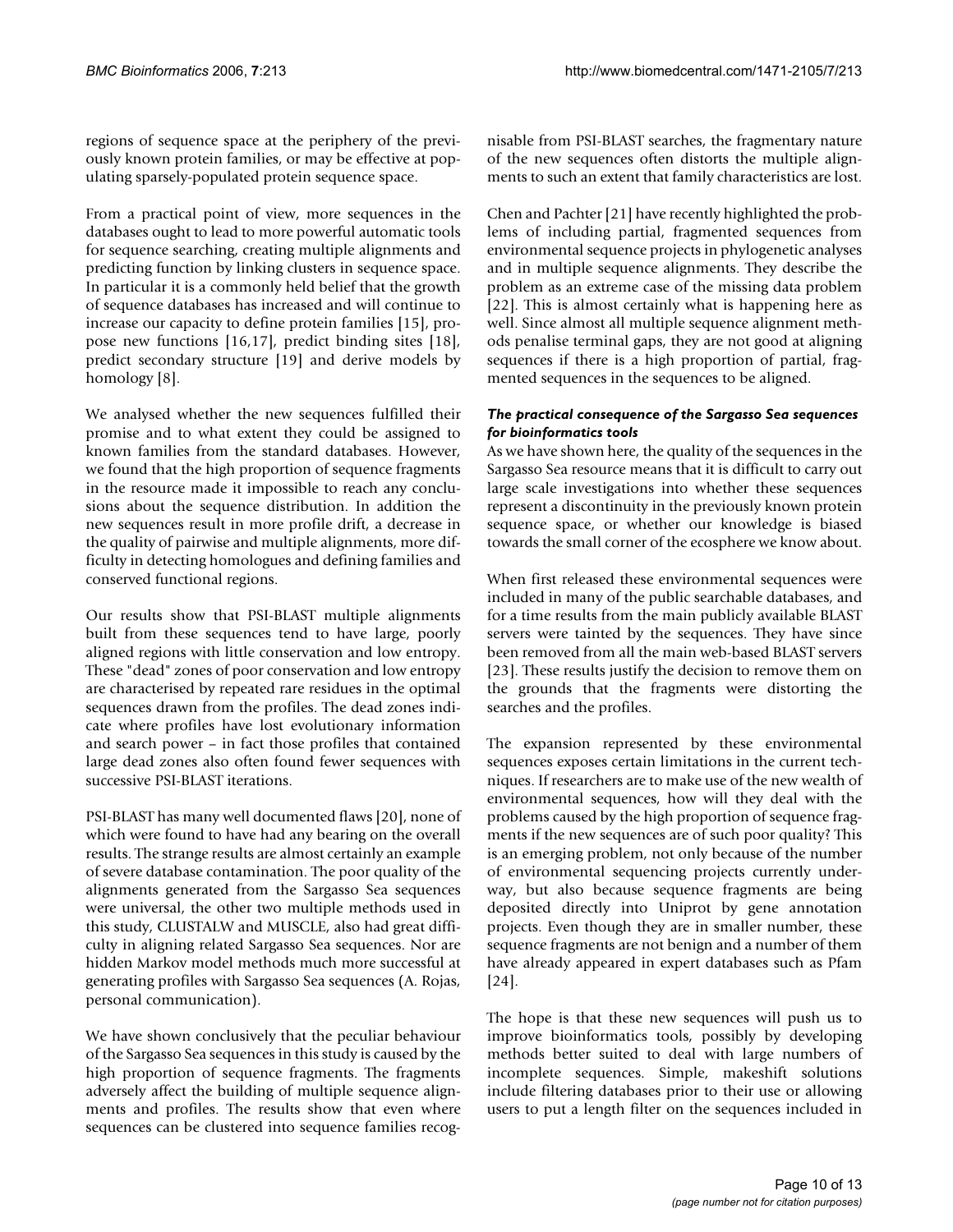regions of sequence space at the periphery of the previously known protein families, or may be effective at populating sparsely-populated protein sequence space.

From a practical point of view, more sequences in the databases ought to lead to more powerful automatic tools for sequence searching, creating multiple alignments and predicting function by linking clusters in sequence space. In particular it is a commonly held belief that the growth of sequence databases has increased and will continue to increase our capacity to define protein families [15], propose new functions [16,17], predict binding sites [18], predict secondary structure [19] and derive models by homology [8].

We analysed whether the new sequences fulfilled their promise and to what extent they could be assigned to known families from the standard databases. However, we found that the high proportion of sequence fragments in the resource made it impossible to reach any conclusions about the sequence distribution. In addition the new sequences result in more profile drift, a decrease in the quality of pairwise and multiple alignments, more difficulty in detecting homologues and defining families and conserved functional regions.

Our results show that PSI-BLAST multiple alignments built from these sequences tend to have large, poorly aligned regions with little conservation and low entropy. These "dead" zones of poor conservation and low entropy are characterised by repeated rare residues in the optimal sequences drawn from the profiles. The dead zones indicate where profiles have lost evolutionary information and search power – in fact those profiles that contained large dead zones also often found fewer sequences with successive PSI-BLAST iterations.

PSI-BLAST has many well documented flaws [20], none of which were found to have had any bearing on the overall results. The strange results are almost certainly an example of severe database contamination. The poor quality of the alignments generated from the Sargasso Sea sequences were universal, the other two multiple methods used in this study, CLUSTALW and MUSCLE, also had great difficulty in aligning related Sargasso Sea sequences. Nor are hidden Markov model methods much more successful at generating profiles with Sargasso Sea sequences (A. Rojas, personal communication).

We have shown conclusively that the peculiar behaviour of the Sargasso Sea sequences in this study is caused by the high proportion of sequence fragments. The fragments adversely affect the building of multiple sequence alignments and profiles. The results show that even where sequences can be clustered into sequence families recognisable from PSI-BLAST searches, the fragmentary nature of the new sequences often distorts the multiple alignments to such an extent that family characteristics are lost.

Chen and Pachter [21] have recently highlighted the problems of including partial, fragmented sequences from environmental sequence projects in phylogenetic analyses and in multiple sequence alignments. They describe the problem as an extreme case of the missing data problem [22]. This is almost certainly what is happening here as well. Since almost all multiple sequence alignment methods penalise terminal gaps, they are not good at aligning sequences if there is a high proportion of partial, fragmented sequences in the sequences to be aligned.

### *The practical consequence of the Sargasso Sea sequences for bioinformatics tools*

As we have shown here, the quality of the sequences in the Sargasso Sea resource means that it is difficult to carry out large scale investigations into whether these sequences represent a discontinuity in the previously known protein sequence space, or whether our knowledge is biased towards the small corner of the ecosphere we know about.

When first released these environmental sequences were included in many of the public searchable databases, and for a time results from the main publicly available BLAST servers were tainted by the sequences. They have since been removed from all the main web-based BLAST servers [23]. These results justify the decision to remove them on the grounds that the fragments were distorting the searches and the profiles.

The expansion represented by these environmental sequences exposes certain limitations in the current techniques. If researchers are to make use of the new wealth of environmental sequences, how will they deal with the problems caused by the high proportion of sequence fragments if the new sequences are of such poor quality? This is an emerging problem, not only because of the number of environmental sequencing projects currently underway, but also because sequence fragments are being deposited directly into Uniprot by gene annotation projects. Even though they are in smaller number, these sequence fragments are not benign and a number of them have already appeared in expert databases such as Pfam [24].

The hope is that these new sequences will push us to improve bioinformatics tools, possibly by developing methods better suited to deal with large numbers of incomplete sequences. Simple, makeshift solutions include filtering databases prior to their use or allowing users to put a length filter on the sequences included in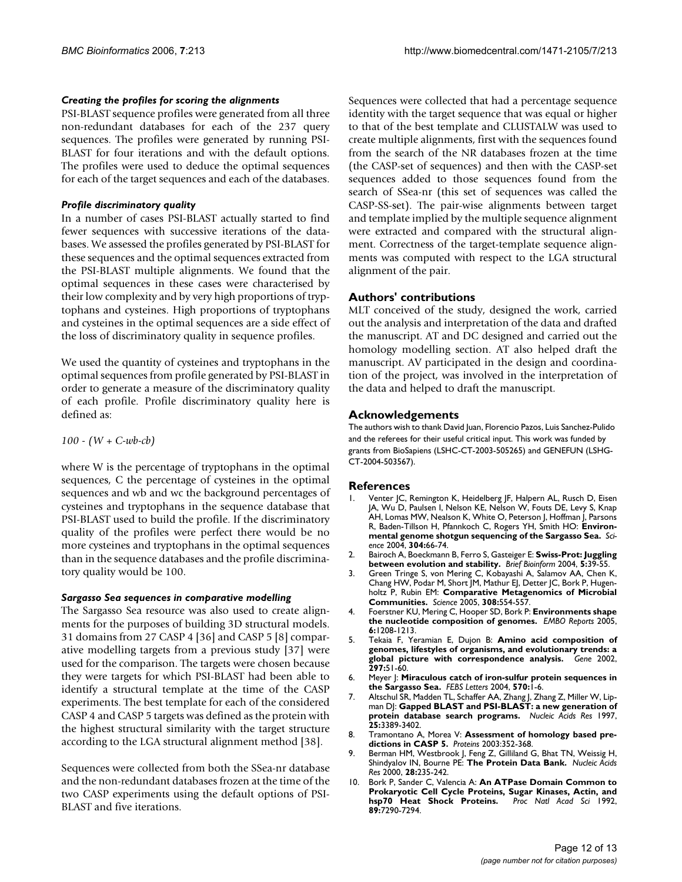#### *Creating the profiles for scoring the alignments*

PSI-BLAST sequence profiles were generated from all three non-redundant databases for each of the 237 query sequences. The profiles were generated by running PSI-BLAST for four iterations and with the default options. The profiles were used to deduce the optimal sequences for each of the target sequences and each of the databases.

#### *Profile discriminatory quality*

In a number of cases PSI-BLAST actually started to find fewer sequences with successive iterations of the databases. We assessed the profiles generated by PSI-BLAST for these sequences and the optimal sequences extracted from the PSI-BLAST multiple alignments. We found that the optimal sequences in these cases were characterised by their low complexity and by very high proportions of tryptophans and cysteines. High proportions of tryptophans and cysteines in the optimal sequences are a side effect of the loss of discriminatory quality in sequence profiles.

We used the quantity of cysteines and tryptophans in the optimal sequences from profile generated by PSI-BLAST in order to generate a measure of the discriminatory quality of each profile. Profile discriminatory quality here is defined as:

$$100 - (W + C - wb - cb)$$

where W is the percentage of tryptophans in the optimal sequences, C the percentage of cysteines in the optimal sequences and wb and wc the background percentages of cysteines and tryptophans in the sequence database that PSI-BLAST used to build the profile. If the discriminatory quality of the profiles were perfect there would be no more cysteines and tryptophans in the optimal sequences than in the sequence databases and the profile discriminatory quality would be 100.

#### *Sargasso Sea sequences in comparative modelling*

The Sargasso Sea resource was also used to create alignments for the purposes of building 3D structural models. 31 domains from 27 CASP 4 [36] and CASP 5 [8] comparative modelling targets from a previous study [37] were used for the comparison. The targets were chosen because they were targets for which PSI-BLAST had been able to identify a structural template at the time of the CASP experiments. The best template for each of the considered CASP 4 and CASP 5 targets was defined as the protein with the highest structural similarity with the target structure according to the LGA structural alignment method [38].

Sequences were collected from both the SSea-nr database and the non-redundant databases frozen at the time of the two CASP experiments using the default options of PSI-BLAST and five iterations.

Sequences were collected that had a percentage sequence identity with the target sequence that was equal or higher to that of the best template and CLUSTALW was used to create multiple alignments, first with the sequences found from the search of the NR databases frozen at the time (the CASP-set of sequences) and then with the CASP-set sequences added to those sequences found from the search of SSea-nr (this set of sequences was called the CASP-SS-set). The pair-wise alignments between target and template implied by the multiple sequence alignment were extracted and compared with the structural alignment. Correctness of the target-template sequence alignments was computed with respect to the LGA structural alignment of the pair.

## Authors' contributions

MLT conceived of the study, designed the work, carried out the analysis and interpretation of the data and drafted the manuscript. AT and DC designed and carried out the homology modelling section. AT also helped draft the manuscript. AV participated in the design and coordination of the project, was involved in the interpretation of the data and helped to draft the manuscript.

## Acknowledgements

The authors wish to thank David Juan, Florencio Pazos, Luis Sanchez-Pulido and the referees for their useful critical input. This work was funded by grants from BioSapiens (LSHC-CT-2003-505265) and GENEFUN (LSHG-CT-2004-503567).

## References

1. Venter JC, Remington K, Heidelberg JF, Halpern AL, Rusch D, Eisen JA, Wu D, Paulsen I, Nelson KE, Nelson W, Fouts DE, Levy S, Knap AH, Lomas MW, Nealson K, White O, Peterson J, Hoffman J, Parsons R, Baden-Tillson H, Pfannkoch C, Rogers YH, Smith HO: **Environmental genome shotgun sequencing of the Sargasso Sea.** *Science* 2004, **304:**66-74.
2. Bairoch A, Boeckmann B, Ferro S, Gasteiger E: **Swiss-Prot: Juggling between evolution and stability.** *Brief Bioinform* 2004, **5:**39-55.
3. Green Tringe S, von Mering C, Kobayashi A, Salamov AA, Chen K, Chang HW, Podar M, Short JM, Mathur EJ, Detter JC, Bork P, Hugenholtz P, Rubin EM: **Comparative Metagenomics of Microbial Communities.** *Science* 2005, **308:**554-557.
4. Foerstner KU, Mering C, Hooper SD, Bork P: **Environments shape the nucleotide composition of genomes.** *EMBO Reports* 2005, **6:**1208-1213.
5. Tekaia F, Yeramian E, Dujon B: **Amino acid composition of genomes, lifestyles of organisms, and evolutionary trends: a global picture with correspondence analysis.** *Gene* 2002, **297:**51-60.
6. Meyer J: **Miraculous catch of iron-sulfur protein sequences in the Sargasso Sea.** *FEBS Letters* 2004, **570:**1-6.
7. Altschul SR, Madden TL, Schaffer AA, Zhang J, Zhang Z, Miller W, Lipman DJ: **Gapped BLAST and PSI-BLAST: a new generation of protein database search programs.** *Nucleic Acids Res* 1997, **25:**3389-3402.
8. Tramontano A, Morea V: **Assessment of homology based predictions in CASP 5.** *Proteins* 2003:352-368.
9. Berman HM, Westbrook J, Feng Z, Gilliland G, Bhat TN, Weissig H, Shindyalov IN, Bourne PE: **The Protein Data Bank.** *Nucleic Acids Res* 2000, **28:**235-242.
10. Bork P, Sander C, Valencia A: **An ATPase Domain Common to Prokaryotic Cell Cycle Proteins, Sugar Kinases, Actin, and hsp70 Heat Shock Proteins.** *Proc Natl Acad Sci* 1992, **89:**7290-7294.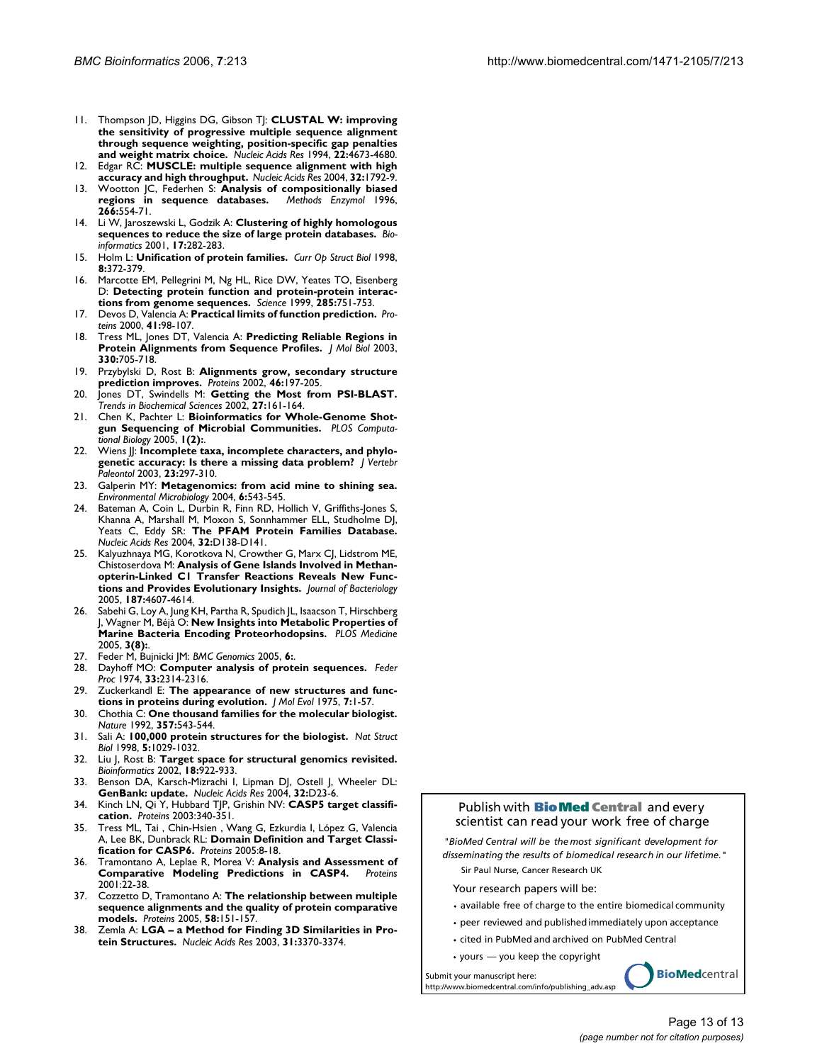11. Thompson JD, Higgins DG, Gibson TJ: **CLUSTAL W: improving the sensitivity of progressive multiple sequence alignment through sequence weighting, position-specific gap penalties and weight matrix choice.** *Nucleic Acids Res* 1994, **22:**4673-4680.
12. Edgar RC: **MUSCLE: multiple sequence alignment with high accuracy and high throughput.** *Nucleic Acids Res* 2004, **32:**1792-9.
13. Wootton JC, Federhen S: **Analysis of compositionally biased regions in sequence databases.** *Methods Enzymol* 1996, **266:**554-71.
14. Li W, Jaroszewski L, Godzik A: **Clustering of highly homologous sequences to reduce the size of large protein databases.** *Bioinformatics* 2001, **17:**282-283.
15. Holm L: **Unification of protein families.** *Curr Op Struct Biol* 1998, **8:**372-379.
16. Marcotte EM, Pellegrini M, Ng HL, Rice DW, Yeates TO, Eisenberg D: **Detecting protein function and protein-protein interactions from genome sequences.** *Science* 1999, **285:**751-753.
17. Devos D, Valencia A: **Practical limits of function prediction.** *Proteins* 2000, **41:**98-107.
18. Tress ML, Jones DT, Valencia A: **Predicting Reliable Regions in Protein Alignments from Sequence Profiles.** *J Mol Biol* 2003, **330:**705-718.
19. Przybylski D, Rost B: **Alignments grow, secondary structure prediction improves.** *Proteins* 2002, **46:**197-205.
20. Jones DT, Swindells M: **Getting the Most from PSI-BLAST.** *Trends in Biochemical Sciences* 2002, **27:**161-164.
21. Chen K, Pachter L: **Bioinformatics for Whole-Genome Shotgun Sequencing of Microbial Communities.** *PLOS Computational Biology* 2005, **1(2):**.
22. Wiens JJ: **Incomplete taxa, incomplete characters, and phylogenetic accuracy: Is there a missing data problem?** *J Vertebr Paleontol* 2003, **23:**297-310.
23. Galperin MY: **Metagenomics: from acid mine to shining sea.** *Environmental Microbiology* 2004, **6:**543-545.
24. Bateman A, Coin L, Durbin R, Finn RD, Hollich V, Griffiths-Jones S, Khanna A, Marshall M, Moxon S, Sonnhammer ELL, Studholme DJ, Yeats C, Eddy SR: **The PFAM Protein Families Database.** *Nucleic Acids Res* 2004, **32:**D138-D141.
25. Kalyuzhnaya MG, Korotkova N, Crowther G, Marx CJ, Lidstrom ME, Chistoserdova M: **Analysis of Gene Islands Involved in Methanopterin-Linked C1 Transfer Reactions Reveals New Functions and Provides Evolutionary Insights.** *Journal of Bacteriology* 2005, **187:**4607-4614.
26. Sabehi G, Loy A, Jung KH, Partha R, Spudich JL, Isaacson T, Hirschberg J, Wagner M, Béjà O: **New Insights into Metabolic Properties of Marine Bacteria Encoding Proteorhodopsins.** *PLOS Medicine* 2005, **3(8):**.
27. Feder M, Bujnicki JM: *BMC Genomics* 2005, **6:**.
28. Dayhoff MO: **Computer analysis of protein sequences.** *Feder Proc* 1974, **33:**2314-2316.
29. Zuckerkandl E: **The appearance of new structures and functions in proteins during evolution.** *J Mol Evol* 1975, **7:**1-57.
30. Chothia C: **One thousand families for the molecular biologist.** *Nature* 1992, **357:**543-544.
31. Sali A: **100,000 protein structures for the biologist.** *Nat Struct Biol* 1998, **5:**1029-1032.
32. Liu J, Rost B: **Target space for structural genomics revisited.** *Bioinformatics* 2002, **18:**922-933.
33. Benson DA, Karsch-Mizrachi I, Lipman DJ, Ostell J, Wheeler DL: **GenBank: update.** *Nucleic Acids Res* 2004, **32:**D23-6.
34. Kinch LN, Qi Y, Hubbard TJP, Grishin NV: **CASP5 target classification.** *Proteins* 2003:340-351.
35. Tress ML, Tai , Chin-Hsien , Wang G, Ezkurdia I, López G, Valencia A, Lee BK, Dunbrack RL: **Domain Definition and Target Classification for CASP6.** *Proteins* 2005:8-18.
36. Tramontano A, Leplae R, Morea V: **Analysis and Assessment of Comparative Modeling Predictions in CASP4.** *Proteins* 2001:22-38.
37. Cozzetto D, Tramontano A: **The relationship between multiple sequence alignments and the quality of protein comparative models.** *Proteins* 2005, **58:**151-157.
38. Zemla A: **LGA – a Method for Finding 3D Similarities in Protein Structures.** *Nucleic Acids Res* 2003, **31:**3370-3374.

Publish with **BioMed Central** and every scientist can read your work free of charge

*"BioMed Central will be the most significant development for disseminating the results of biomedical research in our lifetime."*
Sir Paul Nurse, Cancer Research UK

Your research papers will be:

- available free of charge to the entire biomedical community
- peer reviewed and published immediately upon acceptance
- cited in PubMed and archived on PubMed Central
- yours — you keep the copyright

Submit your manuscript here:
http://www.biomedcentral.com/info/publishing_adv.asp

BioMedcentral